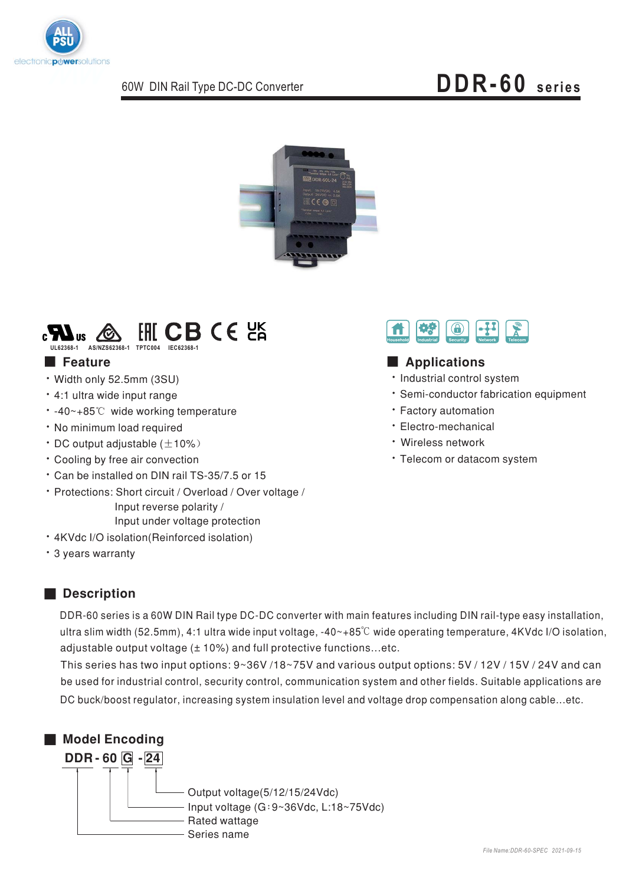60W DIN Rail Type DC-DC Converter

# DDR-60 series

UL62368-1   AS/NZS62368-1   TPTC004   IEC62368-1

## Feature

- Width only 52.5mm (3SU)
- 4:1 ultra wide input range
- -40~+85℃ wide working temperature
- No minimum load required
- DC output adjustable (±10%)
- Cooling by free air convection
- Can be installed on DIN rail TS-35/7.5 or 15
- Protections: Short circuit / Overload / Over voltage / Input reverse polarity / Input under voltage protection
- 4KVdc I/O isolation(Reinforced isolation)
- 3 years warranty

## Applications

Household   Industrial   Security   Network   Telecom

- Industrial control system
- Semi-conductor fabrication equipment
- Factory automation
- Electro-mechanical
- Wireless network
- Telecom or datacom system

## Description

DDR-60 series is a 60W DIN Rail type DC-DC converter with main features including DIN rail-type easy installation, ultra slim width (52.5mm), 4:1 ultra wide input voltage, -40~+85℃ wide operating temperature, 4KVdc I/O isolation, adjustable output voltage (± 10%) and full protective functions...etc.

This series has two input options: 9~36V /18~75V and various output options: 5V / 12V / 15V / 24V and can be used for industrial control, security control, communication system and other fields. Suitable applications are DC buck/boost regulator, increasing system insulation level and voltage drop compensation along cable...etc.

## Model Encoding

**DDR - 60 G - 24**

- 24: Output voltage(5/12/15/24Vdc)
- G: Input voltage (G:9~36Vdc, L:18~75Vdc)
- 60: Rated wattage
- DDR: Series name

*File Name:DDR-60-SPEC 2021-09-15*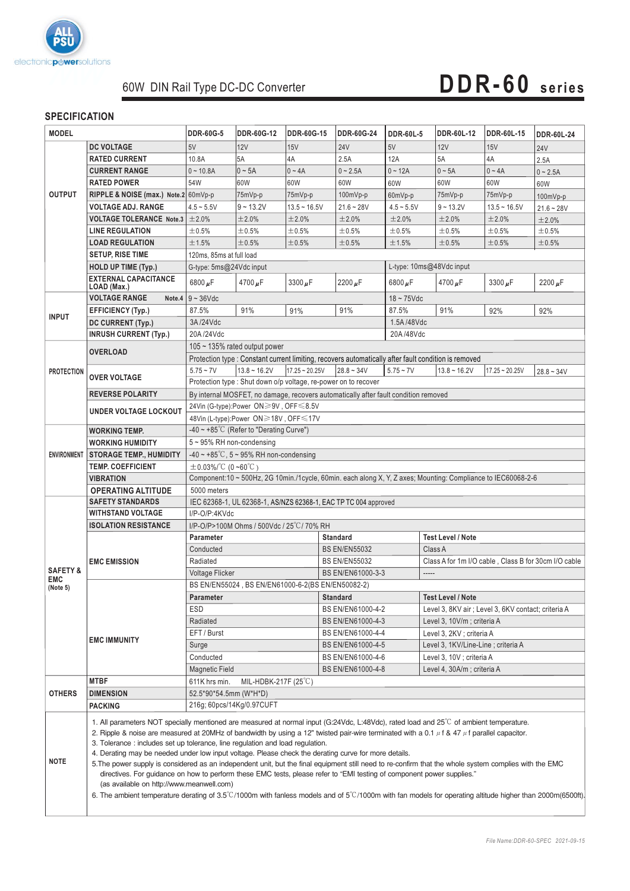60W DIN Rail Type DC-DC Converter

# DDR-60 series

## SPECIFICATION

| MODEL | | DDR-60G-5 | DDR-60G-12 | DDR-60G-15 | DDR-60G-24 | DDR-60L-5 | DDR-60L-12 | DDR-60L-15 | DDR-60L-24 |
|---|---|---|---|---|---|---|---|---|---|
| OUTPUT | DC VOLTAGE | 5V | 12V | 15V | 24V | 5V | 12V | 15V | 24V |
| | RATED CURRENT | 10.8A | 5A | 4A | 2.5A | 12A | 5A | 4A | 2.5A |
| | CURRENT RANGE | 0 ~ 10.8A | 0 ~ 5A | 0 ~ 4A | 0 ~ 2.5A | 0 ~ 12A | 0 ~ 5A | 0 ~ 4A | 0 ~ 2.5A |
| | RATED POWER | 54W | 60W | 60W | 60W | 60W | 60W | 60W | 60W |
| | RIPPLE & NOISE (max.) Note.2 | 60mVp-p | 75mVp-p | 75mVp-p | 100mVp-p | 60mVp-p | 75mVp-p | 75mVp-p | 100mVp-p |
| | VOLTAGE ADJ. RANGE | 4.5 ~ 5.5V | 9 ~ 13.2V | 13.5 ~ 16.5V | 21.6 ~ 28V | 4.5 ~ 5.5V | 9 ~ 13.2V | 13.5 ~ 16.5V | 21.6 ~ 28V |
| | VOLTAGE TOLERANCE Note.3 | ±2.0% | ±2.0% | ±2.0% | ±2.0% | ±2.0% | ±2.0% | ±2.0% | ±2.0% |
| | LINE REGULATION | ±0.5% | ±0.5% | ±0.5% | ±0.5% | ±0.5% | ±0.5% | ±0.5% | ±0.5% |
| | LOAD REGULATION | ±1.5% | ±0.5% | ±0.5% | ±0.5% | ±1.5% | ±0.5% | ±0.5% | ±0.5% |
| | SETUP, RISE TIME | 120ms, 85ms at full load | | | | | | | |
| | HOLD UP TIME (Typ.) | G-type: 5ms@24Vdc input | | | | L-type: 10ms@48Vdc input | | | |
| | EXTERNAL CAPACITANCE LOAD (Max.) | 6800μF | 4700μF | 3300μF | 2200μF | 6800μF | 4700μF | 3300μF | 2200μF |
| INPUT | VOLTAGE RANGE Note.4 | 9 ~ 36Vdc | | | | 18 ~ 75Vdc | | | |
| | EFFICIENCY (Typ.) | 87.5% | 91% | 91% | 91% | 87.5% | 91% | 92% | 92% |
| | DC CURRENT (Typ.) | 3A /24Vdc | | | | 1.5A /48Vdc | | | |
| | INRUSH CURRENT (Typ.) | 20A /24Vdc | | | | 20A /48Vdc | | | |
| PROTECTION | OVERLOAD | 105 ~ 135% rated output power | | | | | | | |
| | | Protection type : Constant current limiting, recovers automatically after fault condition is removed | | | | | | | |
| | OVER VOLTAGE | 5.75 ~ 7V | 13.8 ~ 16.2V | 17.25 ~ 20.25V | 28.8 ~ 34V | 5.75 ~ 7V | 13.8 ~ 16.2V | 17.25 ~ 20.25V | 28.8 ~ 34V |
| | | Protection type : Shut down o/p voltage, re-power on to recover | | | | | | | |
| | REVERSE POLARITY | By internal MOSFET, no damage, recovers automatically after fault condition removed | | | | | | | |
| | UNDER VOLTAGE LOCKOUT | 24Vin (G-type):Power ON≥9V , OFF≤8.5V | | | | | | | |
| | | 48Vin (L-type):Power ON≥18V , OFF≤17V | | | | | | | |
| ENVIRONMENT | WORKING TEMP. | -40 ~ +85℃ (Refer to "Derating Curve") | | | | | | | |
| | WORKING HUMIDITY | 5 ~ 95% RH non-condensing | | | | | | | |
| | STORAGE TEMP., HUMIDITY | -40 ~ +85℃, 5 ~ 95% RH non-condensing | | | | | | | |
| | TEMP. COEFFICIENT | ±0.03%/℃ (0 ~60℃) | | | | | | | |
| | VIBRATION | Component:10 ~ 500Hz, 2G 10min./1cycle, 60min. each along X, Y, Z axes; Mounting: Compliance to IEC60068-2-6 | | | | | | | |
| | OPERATING ALTITUDE | 5000 meters | | | | | | | |
| SAFETY & EMC (Note 5) | SAFETY STANDARDS | IEC 62368-1, UL 62368-1, AS/NZS 62368-1, EAC TP TC 004 approved | | | | | | | |
| | WITHSTAND VOLTAGE | I/P-O/P:4KVdc | | | | | | | |
| | ISOLATION RESISTANCE | I/P-O/P>100M Ohms / 500Vdc / 25℃/ 70% RH | | | | | | | |
| | EMC EMISSION | **Parameter** | | **Standard** | | **Test Level / Note** | | | |
| | | Conducted | | BS EN/EN55032 | | Class A | | | |
| | | Radiated | | BS EN/EN55032 | | Class A for 1m I/O cable , Class B for 30cm I/O cable | | | |
| | | Voltage Flicker | | BS EN/EN61000-3-3 | | ----- | | | |
| | EMC IMMUNITY | BS EN/EN55024 , BS EN/EN61000-6-2(BS EN/EN50082-2) | | | | | | | |
| | | **Parameter** | | **Standard** | | **Test Level / Note** | | | |
| | | ESD | | BS EN/EN61000-4-2 | | Level 3, 8KV air ; Level 3, 6KV contact; criteria A | | | |
| | | Radiated | | BS EN/EN61000-4-3 | | Level 3, 10V/m ; criteria A | | | |
| | | EFT / Burst | | BS EN/EN61000-4-4 | | Level 3, 2KV ; criteria A | | | |
| | | Surge | | BS EN/EN61000-4-5 | | Level 3, 1KV/Line-Line ; criteria A | | | |
| | | Conducted | | BS EN/EN61000-4-6 | | Level 3, 10V ; criteria A | | | |
| | | Magnetic Field | | BS EN/EN61000-4-8 | | Level 4, 30A/m ; criteria A | | | |
| OTHERS | MTBF | 611K hrs min. MIL-HDBK-217F (25℃) | | | | | | | |
| | DIMENSION | 52.5*90*54.5mm (W*H*D) | | | | | | | |
| | PACKING | 216g; 60pcs/14Kg/0.97CUFT | | | | | | | |

**NOTE**

1. All parameters NOT specially mentioned are measured at normal input (G:24Vdc, L:48Vdc), rated load and 25℃ of ambient temperature.
2. Ripple & noise are measured at 20MHz of bandwidth by using a 12" twisted pair-wire terminated with a 0.1μf & 47μf parallel capacitor.
3. Tolerance : includes set up tolerance, line regulation and load regulation.
4. Derating may be needed under low input voltage. Please check the derating curve for more details.
5. The power supply is considered as an independent unit, but the final equipment still need to re-confirm that the whole system complies with the EMC directives. For guidance on how to perform these EMC tests, please refer to "EMI testing of component power supplies." (as available on http://www.meanwell.com)
6. The ambient temperature derating of 3.5℃/1000m with fanless models and of 5℃/1000m with fan models for operating altitude higher than 2000m(6500ft).

File Name:DDR-60-SPEC 2021-09-15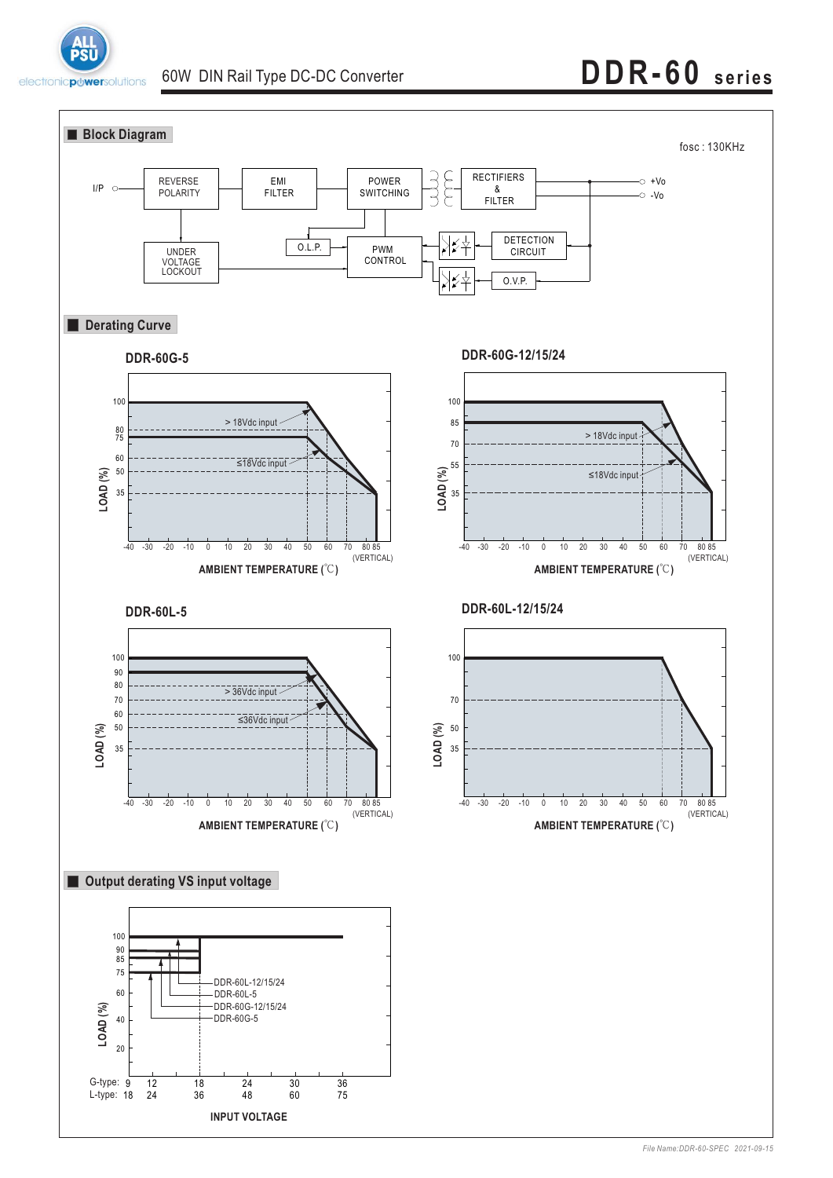## Block Diagram

fosc : 130KHz

I/P — REVERSE POLARITY — EMI FILTER — POWER SWITCHING — RECTIFIERS & FILTER — +Vo / -Vo

UNDER VOLTAGE LOCKOUT — PWM CONTROL — O.L.P. — DETECTION CIRCUIT — O.V.P.

## Derating Curve

### DDR-60G-5

LOAD (%): 100, 80, 75, 60, 50, 35

> 18Vdc input

≤18Vdc input

AMBIENT TEMPERATURE (℃): -40, -30, -20, -10, 0, 10, 20, 30, 40, 50, 60, 70, 80 85 (VERTICAL)

### DDR-60G-12/15/24

LOAD (%): 100, 85, 70, 55, 35

> 18Vdc input

≤18Vdc input

AMBIENT TEMPERATURE (℃): -40, -30, -20, -10, 0, 10, 20, 30, 40, 50, 60, 70, 80 85 (VERTICAL)

### DDR-60L-5

LOAD (%): 100, 90, 80, 70, 60, 50, 35

> 36Vdc input

≤36Vdc input

AMBIENT TEMPERATURE (℃): -40, -30, -20, -10, 0, 10, 20, 30, 40, 50, 60, 70, 80 85 (VERTICAL)

### DDR-60L-12/15/24

LOAD (%): 100, 70, 50, 35

AMBIENT TEMPERATURE (℃): -40, -30, -20, -10, 0, 10, 20, 30, 40, 50, 60, 70, 80 85 (VERTICAL)

## Output derating VS input voltage

LOAD (%): 100, 90, 85, 75, 60, 40, 20

DDR-60L-12/15/24

DDR-60L-5

DDR-60G-12/15/24

DDR-60G-5

INPUT VOLTAGE

G-type: 9, 12, 18, 24, 30, 36

L-type: 18, 24, 36, 48, 60, 75

*File Name:DDR-60-SPEC 2021-09-15*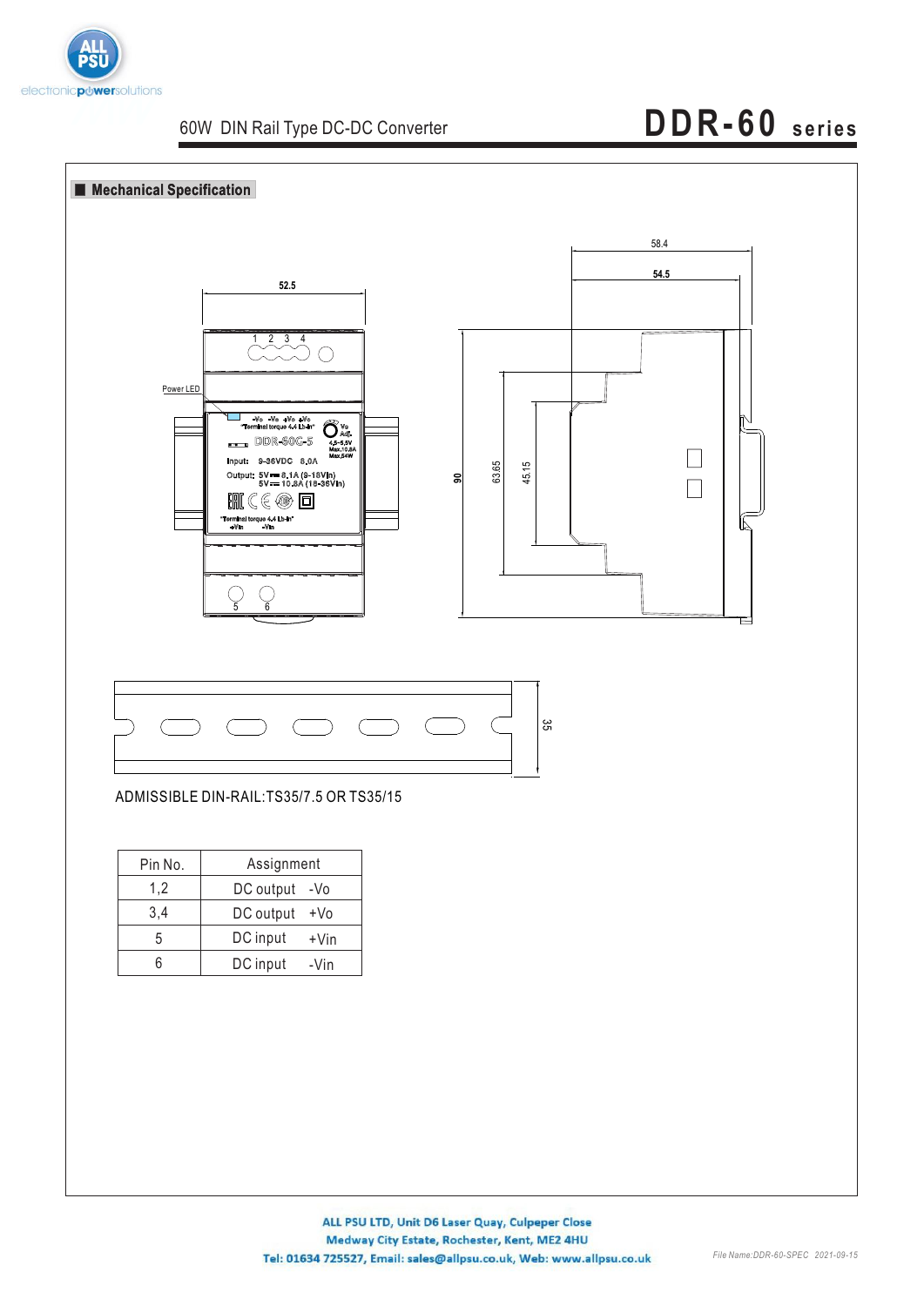60W DIN Rail Type DC-DC Converter

# DDR-60 series

## Mechanical Specification

58.4

54.5

52.5

Power LED

1 2 3 4

-Vo -Vo +Vo +Vo
"Terminal torque 4.4 Lb-in"

DDR-60G-5

Vo ADJ.
4.5-5.5V
Max.10.8A
Max.54W

Input: 9-36VDC 8.0A
Output: 5V 8.1A (9-18Vin)
5V 10.8A (18-36Vin)

"Terminal torque 4.4 Lb-in"
+Vin -Vin

5 6

90

63.65

45.15

35

ADMISSIBLE DIN-RAIL:TS35/7.5 OR TS35/15

| Pin No. | Assignment |
|---|---|
| 1,2 | DC output -Vo |
| 3,4 | DC output +Vo |
| 5 | DC input +Vin |
| 6 | DC input -Vin |

ALL PSU LTD, Unit D6 Laser Quay, Culpeper Close
Medway City Estate, Rochester, Kent, ME2 4HU
Tel: 01634 725527, Email: sales@allpsu.co.uk, Web: www.allpsu.co.uk

File Name:DDR-60-SPEC 2021-09-15